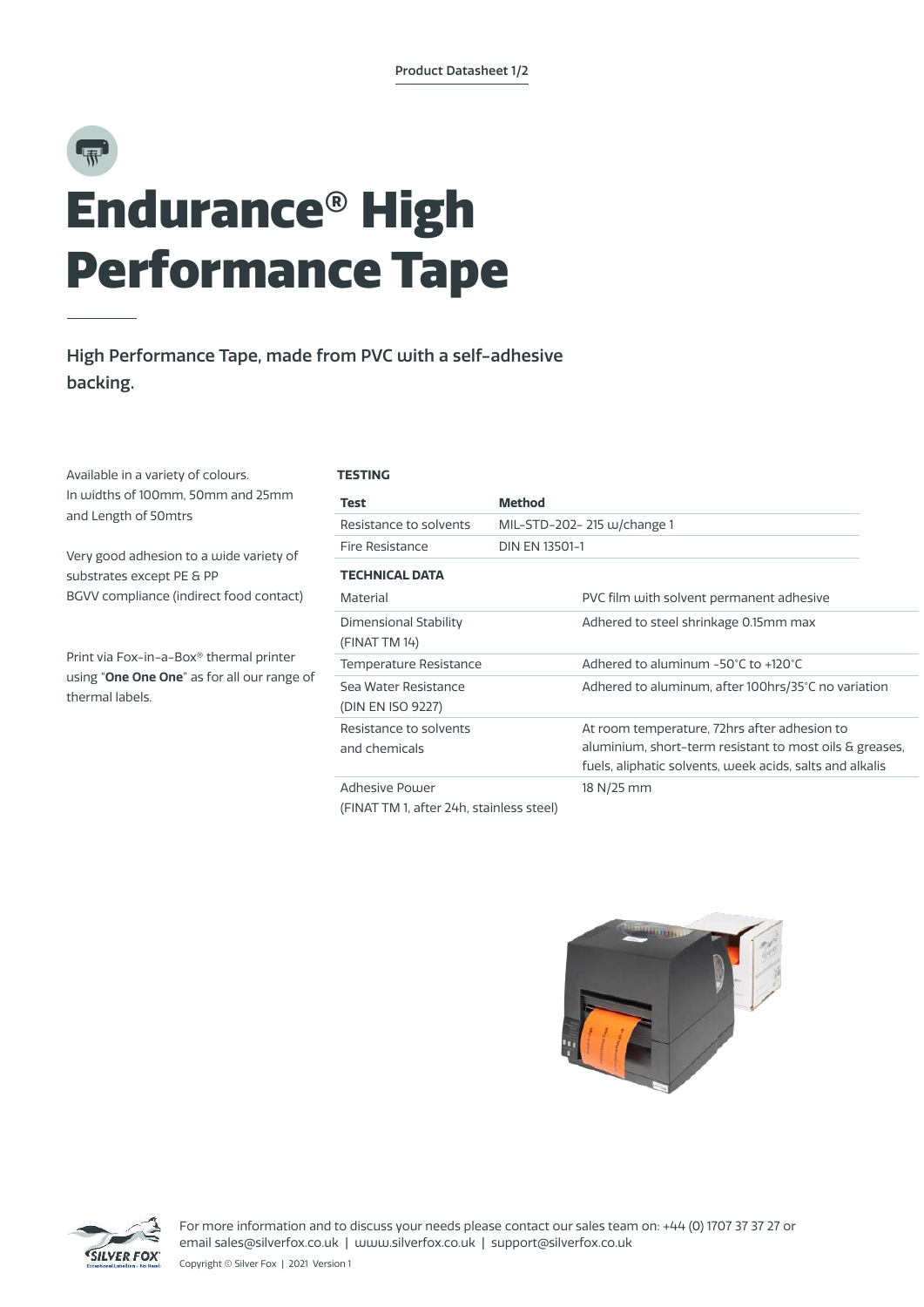# Endurance® High Performance Tape

**High Performance Tape, made from PVC with a self-adhesive backing.**

Available in a variety of colours.
In widths of 100mm, 50mm and 25mm and Length of 50mtrs

Very good adhesion to a wide variety of substrates except PE & PP
BGVV compliance (indirect food contact)

Print via Fox-in-a-Box® thermal printer using "**One One One**" as for all our range of thermal labels.

**TESTING**

| Test | Method |
|---|---|
| Resistance to solvents | MIL-STD-202- 215 w/change 1 |
| Fire Resistance | DIN EN 13501-1 |

**TECHNICAL DATA**

| | |
|---|---|
| Material | PVC film with solvent permanent adhesive |
| Dimensional Stability (FINAT TM 14) | Adhered to steel shrinkage 0.15mm max |
| Temperature Resistance | Adhered to aluminum -50°C to +120°C |
| Sea Water Resistance (DIN EN ISO 9227) | Adhered to aluminum, after 100hrs/35°C no variation |
| Resistance to solvents and chemicals | At room temperature, 72hrs after adhesion to aluminium, short-term resistant to most oils & greases, fuels, aliphatic solvents, week acids, salts and alkalis |
| Adhesive Power (FINAT TM 1, after 24h, stainless steel) | 18 N/25 mm |

For more information and to discuss your needs please contact our sales team on: +44 (0) 1707 37 37 27 or email sales@silverfox.co.uk | www.silverfox.co.uk | support@silverfox.co.uk

Copyright © Silver Fox | 2021 Version 1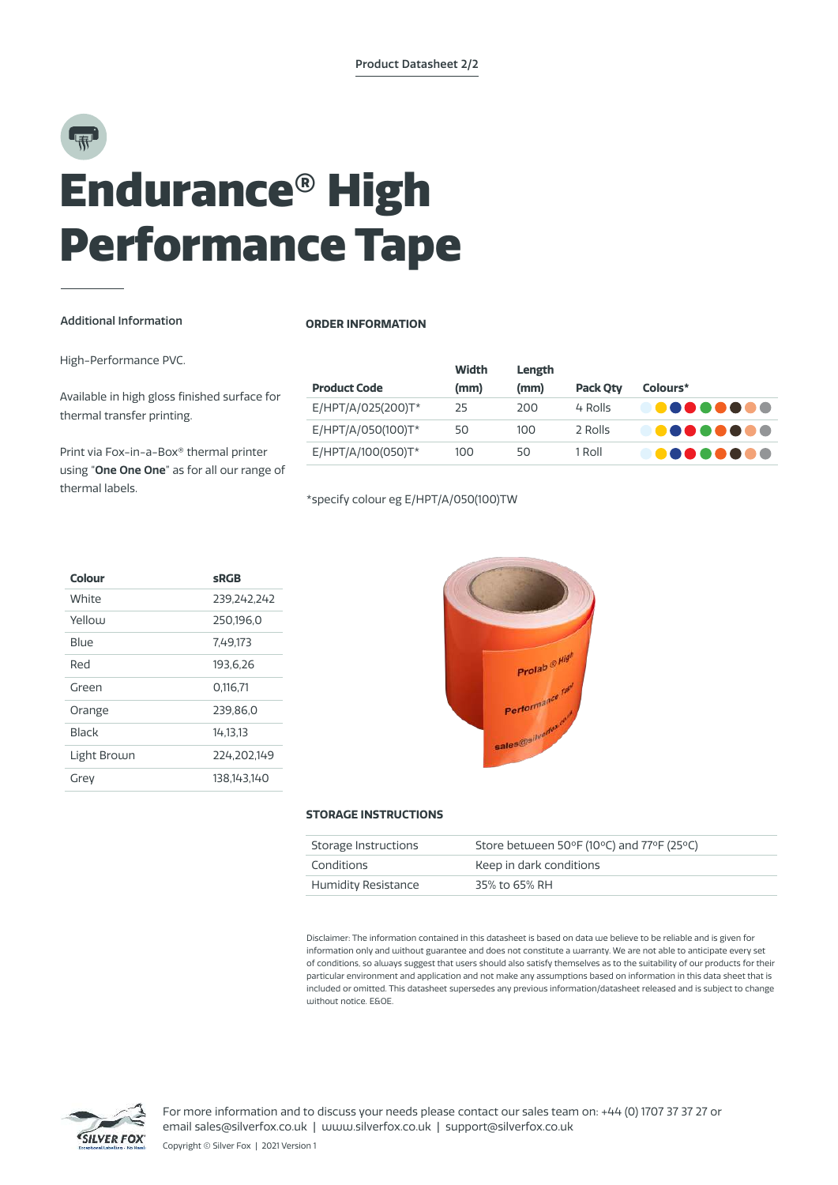# Endurance® High Performance Tape

## Additional Information

High-Performance PVC.

Available in high gloss finished surface for thermal transfer printing.

Print via Fox-in-a-Box® thermal printer using "**One One One**" as for all our range of thermal labels.

## ORDER INFORMATION

| Product Code | Width (mm) | Length (mm) | Pack Qty | Colours* |
|---|---|---|---|---|
| E/HPT/A/025(200)T* | 25 | 200 | 4 Rolls | |
| E/HPT/A/050(100)T* | 50 | 100 | 2 Rolls | |
| E/HPT/A/100(050)T* | 100 | 50 | 1 Roll | |

*specify colour eg E/HPT/A/050(100)TW

| Colour | sRGB |
|---|---|
| White | 239,242,242 |
| Yellow | 250,196,0 |
| Blue | 7,49,173 |
| Red | 193,6,26 |
| Green | 0,116,71 |
| Orange | 239,86,0 |
| Black | 14,13,13 |
| Light Brown | 224,202,149 |
| Grey | 138,143,140 |

## STORAGE INSTRUCTIONS

| | |
|---|---|
| Storage Instructions | Store between 50°F (10°C) and 77°F (25°C) |
| Conditions | Keep in dark conditions |
| Humidity Resistance | 35% to 65% RH |

Disclaimer: The information contained in this datasheet is based on data we believe to be reliable and is given for information only and without guarantee and does not constitute a warranty. We are not able to anticipate every set of conditions, so always suggest that users should also satisfy themselves as to the suitability of our products for their particular environment and application and not make any assumptions based on information in this data sheet that is included or omitted. This datasheet supersedes any previous information/datasheet released and is subject to change without notice. E&OE.

For more information and to discuss your needs please contact our sales team on: +44 (0) 1707 37 37 27 or email sales@silverfox.co.uk | www.silverfox.co.uk | support@silverfox.co.uk

Copyright © Silver Fox | 2021 Version 1